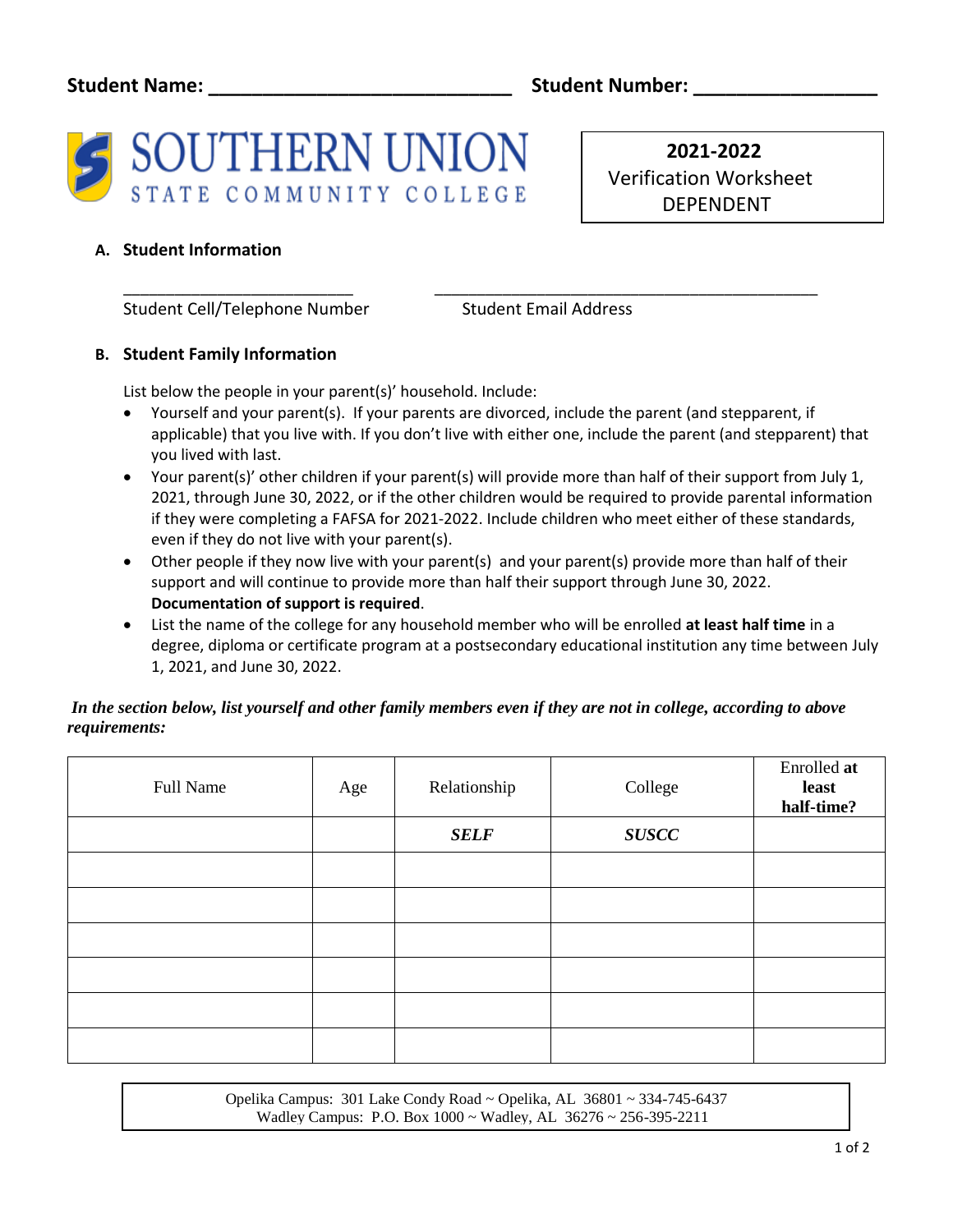**Student Name: ______________________________ Student Number: _________________**

SOUTHERN UNION STATE COMMUNITY COLLEGE

**2021-2022**
Verification Worksheet
DEPENDENT

### A. Student Information

_________________________ _____________________________________________

Student Cell/Telephone Number Student Email Address

### B. Student Family Information

List below the people in your parent(s)' household. Include:

- Yourself and your parent(s). If your parents are divorced, include the parent (and stepparent, if applicable) that you live with. If you don't live with either one, include the parent (and stepparent) that you lived with last.
- Your parent(s)' other children if your parent(s) will provide more than half of their support from July 1, 2021, through June 30, 2022, or if the other children would be required to provide parental information if they were completing a FAFSA for 2021-2022. Include children who meet either of these standards, even if they do not live with your parent(s).
- Other people if they now live with your parent(s) and your parent(s) provide more than half of their support and will continue to provide more than half their support through June 30, 2022. **Documentation of support is required**.
- List the name of the college for any household member who will be enrolled **at least half time** in a degree, diploma or certificate program at a postsecondary educational institution any time between July 1, 2021, and June 30, 2022.

***In the section below, list yourself and other family members even if they are not in college, according to above requirements:***

| Full Name | Age | Relationship | College | Enrolled **at least half-time?** |
|---|---|---|---|---|
| | | ***SELF*** | ***SUSCC*** | |
| | | | | |
| | | | | |
| | | | | |
| | | | | |
| | | | | |
| | | | | |

Opelika Campus: 301 Lake Condy Road ~ Opelika, AL 36801 ~ 334-745-6437
Wadley Campus: P.O. Box 1000 ~ Wadley, AL 36276 ~ 256-395-2211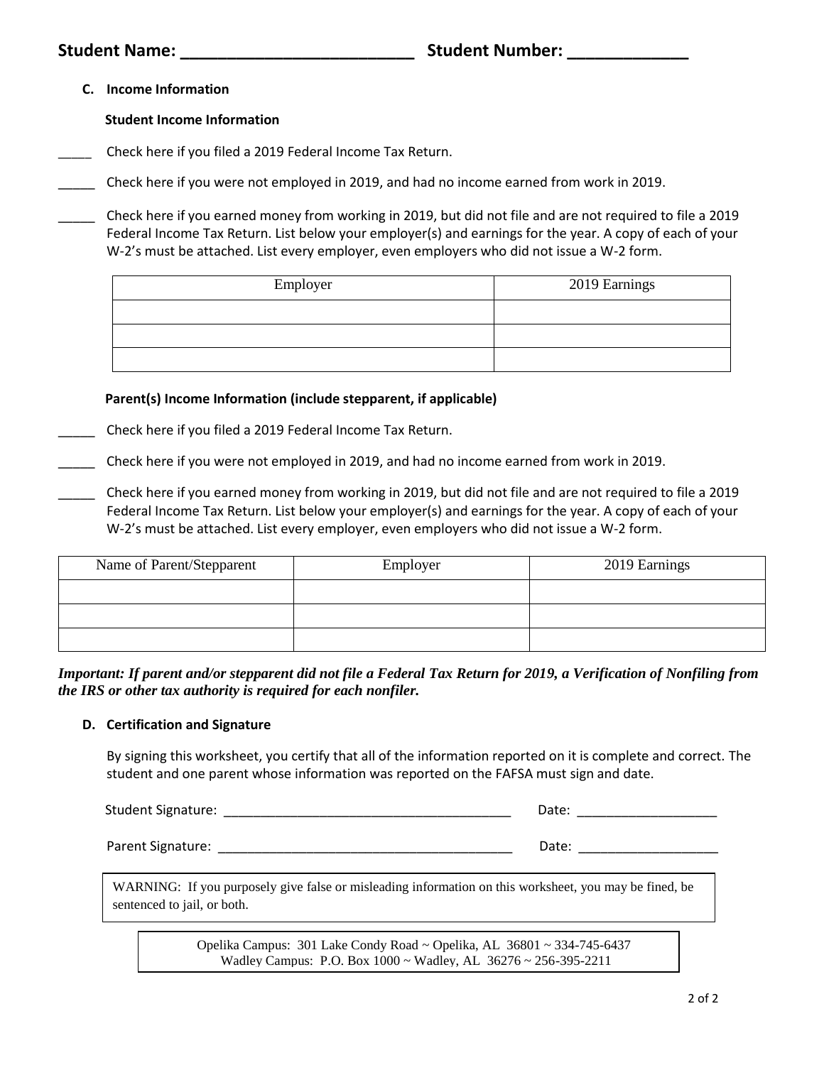**Student Name: \_\_\_\_\_\_\_\_\_\_\_\_\_\_\_\_\_\_\_\_\_\_\_\_\_\_ Student Number: \_\_\_\_\_\_\_\_\_\_\_\_\_**

**C. Income Information**

**Student Income Information**

\_\_\_\_\_ Check here if you filed a 2019 Federal Income Tax Return.

\_\_\_\_\_ Check here if you were not employed in 2019, and had no income earned from work in 2019.

\_\_\_\_\_ Check here if you earned money from working in 2019, but did not file and are not required to file a 2019 Federal Income Tax Return. List below your employer(s) and earnings for the year. A copy of each of your W-2's must be attached. List every employer, even employers who did not issue a W-2 form.

| Employer | 2019 Earnings |
|---|---|
| | |
| | |
| | |

**Parent(s) Income Information (include stepparent, if applicable)**

\_\_\_\_\_ Check here if you filed a 2019 Federal Income Tax Return.

\_\_\_\_\_ Check here if you were not employed in 2019, and had no income earned from work in 2019.

\_\_\_\_\_ Check here if you earned money from working in 2019, but did not file and are not required to file a 2019 Federal Income Tax Return. List below your employer(s) and earnings for the year. A copy of each of your W-2's must be attached. List every employer, even employers who did not issue a W-2 form.

| Name of Parent/Stepparent | Employer | 2019 Earnings |
|---|---|---|
| | | |
| | | |
| | | |

***Important: If parent and/or stepparent did not file a Federal Tax Return for 2019, a Verification of Nonfiling from the IRS or other tax authority is required for each nonfiler.***

**D. Certification and Signature**

By signing this worksheet, you certify that all of the information reported on it is complete and correct. The student and one parent whose information was reported on the FAFSA must sign and date.

Student Signature: \_\_\_\_\_\_\_\_\_\_\_\_\_\_\_\_\_\_\_\_\_\_\_\_\_\_\_\_\_\_\_\_\_\_\_\_\_\_\_\_ Date: \_\_\_\_\_\_\_\_\_\_\_\_\_\_\_\_\_\_\_\_

Parent Signature: \_\_\_\_\_\_\_\_\_\_\_\_\_\_\_\_\_\_\_\_\_\_\_\_\_\_\_\_\_\_\_\_\_\_\_\_\_\_\_\_ Date: \_\_\_\_\_\_\_\_\_\_\_\_\_\_\_\_\_\_\_\_

WARNING: If you purposely give false or misleading information on this worksheet, you may be fined, be sentenced to jail, or both.

Opelika Campus: 301 Lake Condy Road ~ Opelika, AL 36801 ~ 334-745-6437
Wadley Campus: P.O. Box 1000 ~ Wadley, AL 36276 ~ 256-395-2211